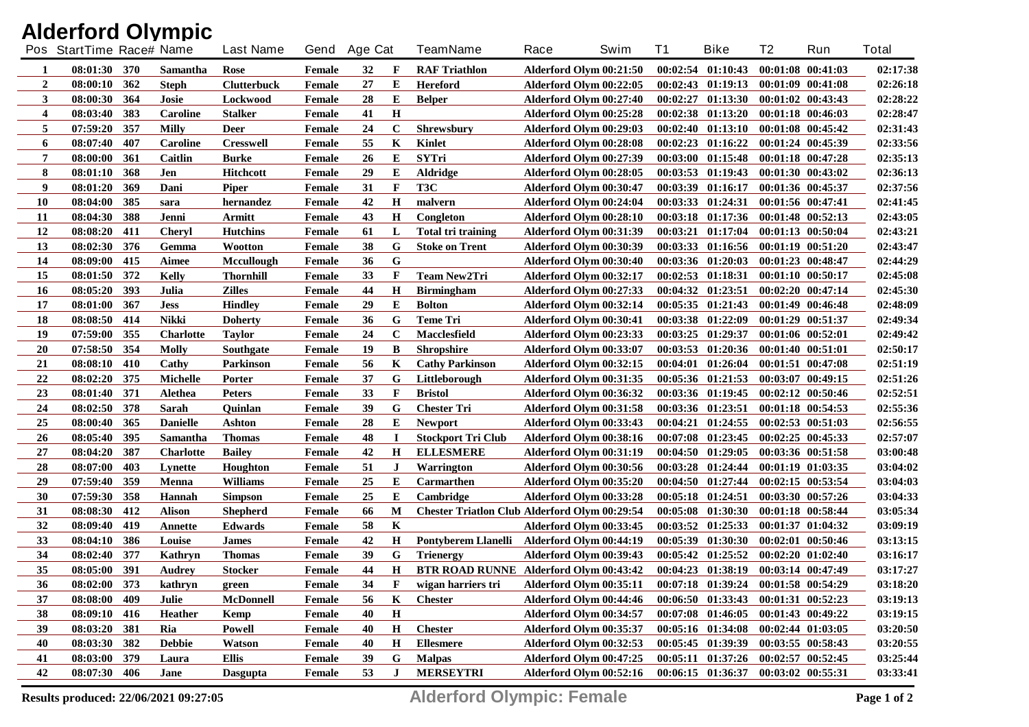# Alderford Olympic

| Pos | StartTime | Race# | Name | Last Name | Gend | Age | Cat | TeamName | Race | Swim | T1 | Bike | T2 | Run | Total |
|---|---|---|---|---|---|---|---|---|---|---|---|---|---|---|---|
| 1 | 08:01:30 | 370 | Samantha | Rose | Female | 32 | F | RAF Triathlon | Alderford Olym | 00:21:50 | 00:02:54 | 01:10:43 | 00:01:08 | 00:41:03 | 02:17:38 |
| 2 | 08:00:10 | 362 | Steph | Clutterbuck | Female | 27 | E | Hereford | Alderford Olym | 00:22:05 | 00:02:43 | 01:19:13 | 00:01:09 | 00:41:08 | 02:26:18 |
| 3 | 08:00:30 | 364 | Josie | Lockwood | Female | 28 | E | Belper | Alderford Olym | 00:27:40 | 00:02:27 | 01:13:30 | 00:01:02 | 00:43:43 | 02:28:22 |
| 4 | 08:03:40 | 383 | Caroline | Stalker | Female | 41 | H | | Alderford Olym | 00:25:28 | 00:02:38 | 01:13:20 | 00:01:18 | 00:46:03 | 02:28:47 |
| 5 | 07:59:20 | 357 | Milly | Deer | Female | 24 | C | Shrewsbury | Alderford Olym | 00:29:03 | 00:02:40 | 01:13:10 | 00:01:08 | 00:45:42 | 02:31:43 |
| 6 | 08:07:40 | 407 | Caroline | Cresswell | Female | 55 | K | Kinlet | Alderford Olym | 00:28:08 | 00:02:23 | 01:16:22 | 00:01:24 | 00:45:39 | 02:33:56 |
| 7 | 08:00:00 | 361 | Caitlin | Burke | Female | 26 | E | SYTri | Alderford Olym | 00:27:39 | 00:03:00 | 01:15:48 | 00:01:18 | 00:47:28 | 02:35:13 |
| 8 | 08:01:10 | 368 | Jen | Hitchcott | Female | 29 | E | Aldridge | Alderford Olym | 00:28:05 | 00:03:53 | 01:19:43 | 00:01:30 | 00:43:02 | 02:36:13 |
| 9 | 08:01:20 | 369 | Dani | Piper | Female | 31 | F | T3C | Alderford Olym | 00:30:47 | 00:03:39 | 01:16:17 | 00:01:36 | 00:45:37 | 02:37:56 |
| 10 | 08:04:00 | 385 | sara | hernandez | Female | 42 | H | malvern | Alderford Olym | 00:24:04 | 00:03:33 | 01:24:31 | 00:01:56 | 00:47:41 | 02:41:45 |
| 11 | 08:04:30 | 388 | Jenni | Armitt | Female | 43 | H | Congleton | Alderford Olym | 00:28:10 | 00:03:18 | 01:17:36 | 00:01:48 | 00:52:13 | 02:43:05 |
| 12 | 08:08:20 | 411 | Cheryl | Hutchins | Female | 61 | L | Total tri training | Alderford Olym | 00:31:39 | 00:03:21 | 01:17:04 | 00:01:13 | 00:50:04 | 02:43:21 |
| 13 | 08:02:30 | 376 | Gemma | Wootton | Female | 38 | G | Stoke on Trent | Alderford Olym | 00:30:39 | 00:03:33 | 01:16:56 | 00:01:19 | 00:51:20 | 02:43:47 |
| 14 | 08:09:00 | 415 | Aimee | Mccullough | Female | 36 | G | | Alderford Olym | 00:30:40 | 00:03:36 | 01:20:03 | 00:01:23 | 00:48:47 | 02:44:29 |
| 15 | 08:01:50 | 372 | Kelly | Thornhill | Female | 33 | F | Team New2Tri | Alderford Olym | 00:32:17 | 00:02:53 | 01:18:31 | 00:01:10 | 00:50:17 | 02:45:08 |
| 16 | 08:05:20 | 393 | Julia | Zilles | Female | 44 | H | Birmingham | Alderford Olym | 00:27:33 | 00:04:32 | 01:23:51 | 00:02:20 | 00:47:14 | 02:45:30 |
| 17 | 08:01:00 | 367 | Jess | Hindley | Female | 29 | E | Bolton | Alderford Olym | 00:32:14 | 00:05:35 | 01:21:43 | 00:01:49 | 00:46:48 | 02:48:09 |
| 18 | 08:08:50 | 414 | Nikki | Doherty | Female | 36 | G | Teme Tri | Alderford Olym | 00:30:41 | 00:03:38 | 01:22:09 | 00:01:29 | 00:51:37 | 02:49:34 |
| 19 | 07:59:00 | 355 | Charlotte | Taylor | Female | 24 | C | Macclesfield | Alderford Olym | 00:23:33 | 00:03:25 | 01:29:37 | 00:01:06 | 00:52:01 | 02:49:42 |
| 20 | 07:58:50 | 354 | Molly | Southgate | Female | 19 | B | Shropshire | Alderford Olym | 00:33:07 | 00:03:53 | 01:20:36 | 00:01:40 | 00:51:01 | 02:50:17 |
| 21 | 08:08:10 | 410 | Cathy | Parkinson | Female | 56 | K | Cathy Parkinson | Alderford Olym | 00:32:15 | 00:04:01 | 01:26:04 | 00:01:51 | 00:47:08 | 02:51:19 |
| 22 | 08:02:20 | 375 | Michelle | Porter | Female | 37 | G | Littleborough | Alderford Olym | 00:31:35 | 00:05:36 | 01:21:53 | 00:03:07 | 00:49:15 | 02:51:26 |
| 23 | 08:01:40 | 371 | Alethea | Peters | Female | 33 | F | Bristol | Alderford Olym | 00:36:32 | 00:03:36 | 01:19:45 | 00:02:12 | 00:50:46 | 02:52:51 |
| 24 | 08:02:50 | 378 | Sarah | Quinlan | Female | 39 | G | Chester Tri | Alderford Olym | 00:31:58 | 00:03:36 | 01:23:51 | 00:01:18 | 00:54:53 | 02:55:36 |
| 25 | 08:00:40 | 365 | Danielle | Ashton | Female | 28 | E | Newport | Alderford Olym | 00:33:43 | 00:04:21 | 01:24:55 | 00:02:53 | 00:51:03 | 02:56:55 |
| 26 | 08:05:40 | 395 | Samantha | Thomas | Female | 48 | I | Stockport Tri Club | Alderford Olym | 00:38:16 | 00:07:08 | 01:23:45 | 00:02:25 | 00:45:33 | 02:57:07 |
| 27 | 08:04:20 | 387 | Charlotte | Bailey | Female | 42 | H | ELLESMERE | Alderford Olym | 00:31:19 | 00:04:50 | 01:29:05 | 00:03:36 | 00:51:58 | 03:00:48 |
| 28 | 08:07:00 | 403 | Lynette | Houghton | Female | 51 | J | Warrington | Alderford Olym | 00:30:56 | 00:03:28 | 01:24:44 | 00:01:19 | 01:03:35 | 03:04:02 |
| 29 | 07:59:40 | 359 | Menna | Williams | Female | 25 | E | Carmarthen | Alderford Olym | 00:35:20 | 00:04:50 | 01:27:44 | 00:02:15 | 00:53:54 | 03:04:03 |
| 30 | 07:59:30 | 358 | Hannah | Simpson | Female | 25 | E | Cambridge | Alderford Olym | 00:33:28 | 00:05:18 | 01:24:51 | 00:03:30 | 00:57:26 | 03:04:33 |
| 31 | 08:08:30 | 412 | Alison | Shepherd | Female | 66 | M | Chester Triatlon Club | Alderford Olym | 00:29:54 | 00:05:08 | 01:30:30 | 00:01:18 | 00:58:44 | 03:05:34 |
| 32 | 08:09:40 | 419 | Annette | Edwards | Female | 58 | K | | Alderford Olym | 00:33:45 | 00:03:52 | 01:25:33 | 00:01:37 | 01:04:32 | 03:09:19 |
| 33 | 08:04:10 | 386 | Louise | James | Female | 42 | H | Pontyberem Llanelli | Alderford Olym | 00:44:19 | 00:05:39 | 01:30:30 | 00:02:01 | 00:50:46 | 03:13:15 |
| 34 | 08:02:40 | 377 | Kathryn | Thomas | Female | 39 | G | Trienergy | Alderford Olym | 00:39:43 | 00:05:42 | 01:25:52 | 00:02:20 | 01:02:40 | 03:16:17 |
| 35 | 08:05:00 | 391 | Audrey | Stocker | Female | 44 | H | BTR ROAD RUNNE | Alderford Olym | 00:43:42 | 00:04:23 | 01:38:19 | 00:03:14 | 00:47:49 | 03:17:27 |
| 36 | 08:02:00 | 373 | kathryn | green | Female | 34 | F | wigan harriers tri | Alderford Olym | 00:35:11 | 00:07:18 | 01:39:24 | 00:01:58 | 00:54:29 | 03:18:20 |
| 37 | 08:08:00 | 409 | Julie | McDonnell | Female | 56 | K | Chester | Alderford Olym | 00:44:46 | 00:06:50 | 01:33:43 | 00:01:31 | 00:52:23 | 03:19:13 |
| 38 | 08:09:10 | 416 | Heather | Kemp | Female | 40 | H | | Alderford Olym | 00:34:57 | 00:07:08 | 01:46:05 | 00:01:43 | 00:49:22 | 03:19:15 |
| 39 | 08:03:20 | 381 | Ria | Powell | Female | 40 | H | Chester | Alderford Olym | 00:35:37 | 00:05:16 | 01:34:08 | 00:02:44 | 01:03:05 | 03:20:50 |
| 40 | 08:03:30 | 382 | Debbie | Watson | Female | 40 | H | Ellesmere | Alderford Olym | 00:32:53 | 00:05:45 | 01:39:39 | 00:03:55 | 00:58:43 | 03:20:55 |
| 41 | 08:03:00 | 379 | Laura | Ellis | Female | 39 | G | Malpas | Alderford Olym | 00:47:25 | 00:05:11 | 01:37:26 | 00:02:57 | 00:52:45 | 03:25:44 |
| 42 | 08:07:30 | 406 | Jane | Dasgupta | Female | 53 | J | MERSEYTRI | Alderford Olym | 00:52:16 | 00:06:15 | 01:36:37 | 00:03:02 | 00:55:31 | 03:33:41 |

Results produced: 22/06/2021 09:27:05

Alderford Olympic: Female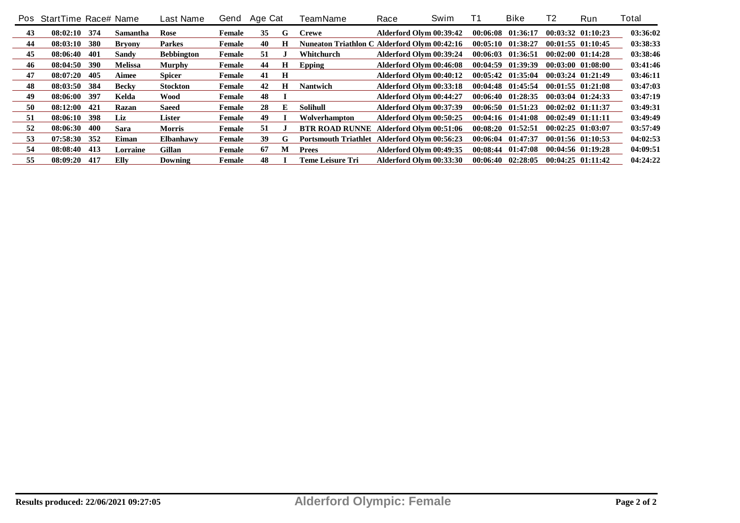| Pos | StartTime | Race# | Name | Last Name | Gend | Age | Cat | TeamName | Race | Swim | T1 | Bike | T2 | Run | Total |
|---|---|---|---|---|---|---|---|---|---|---|---|---|---|---|---|
| 43 | 08:02:10 | 374 | Samantha | Rose | Female | 35 | G | Crewe | Alderford Olym | 00:39:42 | 00:06:08 | 01:36:17 | 00:03:32 | 01:10:23 | 03:36:02 |
| 44 | 08:03:10 | 380 | Bryony | Parkes | Female | 40 | H | Nuneaton Triathlon C | Alderford Olym | 00:42:16 | 00:05:10 | 01:38:27 | 00:01:55 | 01:10:45 | 03:38:33 |
| 45 | 08:06:40 | 401 | Sandy | Bebbington | Female | 51 | J | Whitchurch | Alderford Olym | 00:39:24 | 00:06:03 | 01:36:51 | 00:02:00 | 01:14:28 | 03:38:46 |
| 46 | 08:04:50 | 390 | Melissa | Murphy | Female | 44 | H | Epping | Alderford Olym | 00:46:08 | 00:04:59 | 01:39:39 | 00:03:00 | 01:08:00 | 03:41:46 |
| 47 | 08:07:20 | 405 | Aimee | Spicer | Female | 41 | H | | Alderford Olym | 00:40:12 | 00:05:42 | 01:35:04 | 00:03:24 | 01:21:49 | 03:46:11 |
| 48 | 08:03:50 | 384 | Becky | Stockton | Female | 42 | H | Nantwich | Alderford Olym | 00:33:18 | 00:04:48 | 01:45:54 | 00:01:55 | 01:21:08 | 03:47:03 |
| 49 | 08:06:00 | 397 | Kelda | Wood | Female | 48 | I | | Alderford Olym | 00:44:27 | 00:06:40 | 01:28:35 | 00:03:04 | 01:24:33 | 03:47:19 |
| 50 | 08:12:00 | 421 | Razan | Saeed | Female | 28 | E | Solihull | Alderford Olym | 00:37:39 | 00:06:50 | 01:51:23 | 00:02:02 | 01:11:37 | 03:49:31 |
| 51 | 08:06:10 | 398 | Liz | Lister | Female | 49 | I | Wolverhampton | Alderford Olym | 00:50:25 | 00:04:16 | 01:41:08 | 00:02:49 | 01:11:11 | 03:49:49 |
| 52 | 08:06:30 | 400 | Sara | Morris | Female | 51 | J | BTR ROAD RUNNE | Alderford Olym | 00:51:06 | 00:08:20 | 01:52:51 | 00:02:25 | 01:03:07 | 03:57:49 |
| 53 | 07:58:30 | 352 | Eiman | Elbanhawy | Female | 39 | G | Portsmouth Triathlet | Alderford Olym | 00:56:23 | 00:06:04 | 01:47:37 | 00:01:56 | 01:10:53 | 04:02:53 |
| 54 | 08:08:40 | 413 | Lorraine | Gillan | Female | 67 | M | Prees | Alderford Olym | 00:49:35 | 00:08:44 | 01:47:08 | 00:04:56 | 01:19:28 | 04:09:51 |
| 55 | 08:09:20 | 417 | Elly | Downing | Female | 48 | I | Teme Leisure Tri | Alderford Olym | 00:33:30 | 00:06:40 | 02:28:05 | 00:04:25 | 01:11:42 | 04:24:22 |

Results produced: 22/06/2021 09:27:05

**Alderford Olympic: Female**